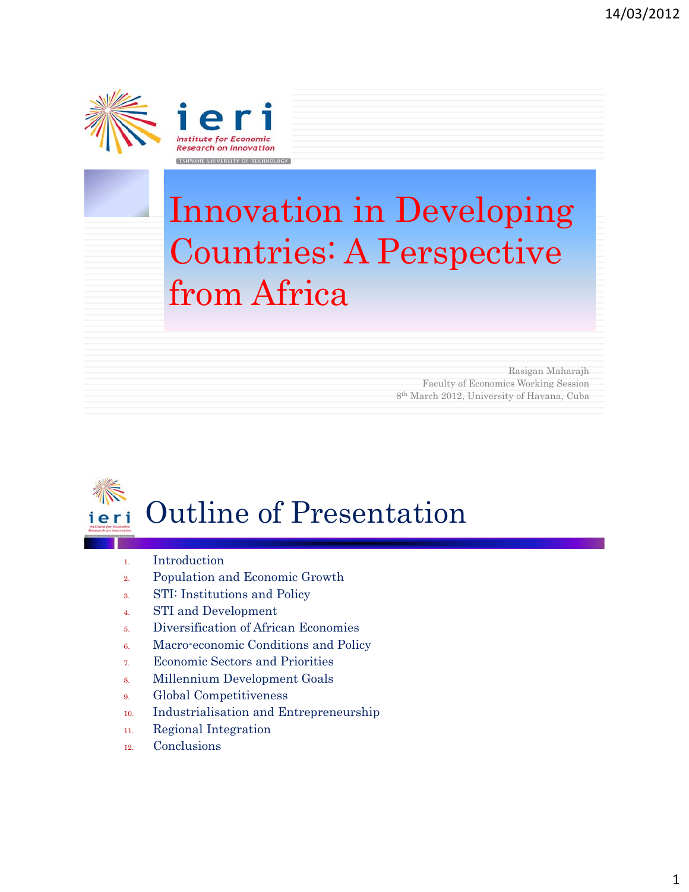# Innovation in Developing Countries: A Perspective from Africa

Rasigan Maharajh
Faculty of Economics Working Session
8th March 2012, University of Havana, Cuba

## Outline of Presentation

1. Introduction
2. Population and Economic Growth
3. STI: Institutions and Policy
4. STI and Development
5. Diversification of African Economies
6. Macro-economic Conditions and Policy
7. Economic Sectors and Priorities
8. Millennium Development Goals
9. Global Competitiveness
10. Industrialisation and Entrepreneurship
11. Regional Integration
12. Conclusions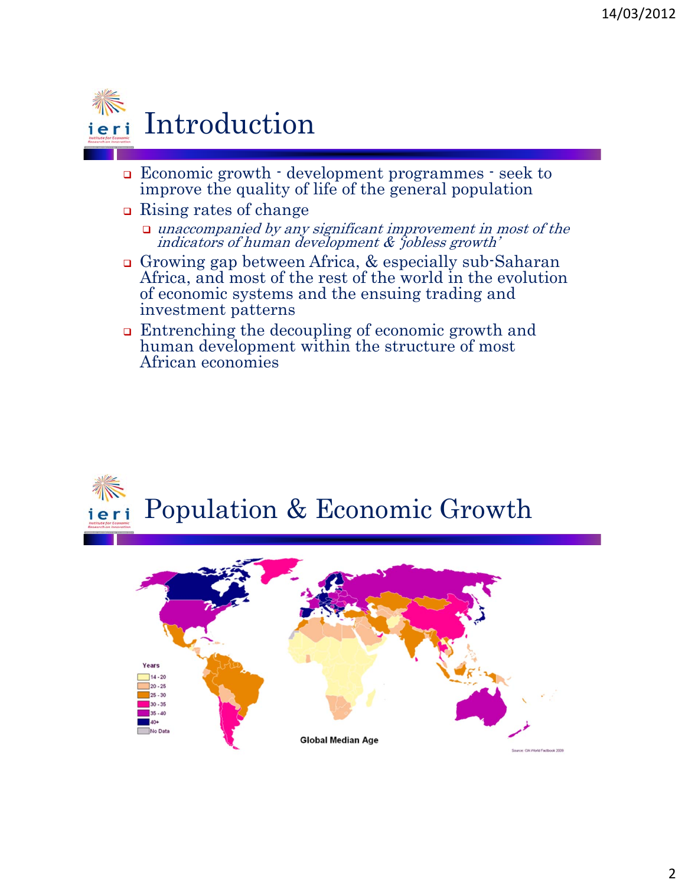# Introduction

- Economic growth - development programmes - seek to improve the quality of life of the general population
- Rising rates of change
  - *unaccompanied by any significant improvement in most of the indicators of human development & 'jobless growth'*
- Growing gap between Africa, & especially sub-Saharan Africa, and most of the rest of the world in the evolution of economic systems and the ensuing trading and investment patterns
- Entrenching the decoupling of economic growth and human development within the structure of most African economies

# Population & Economic Growth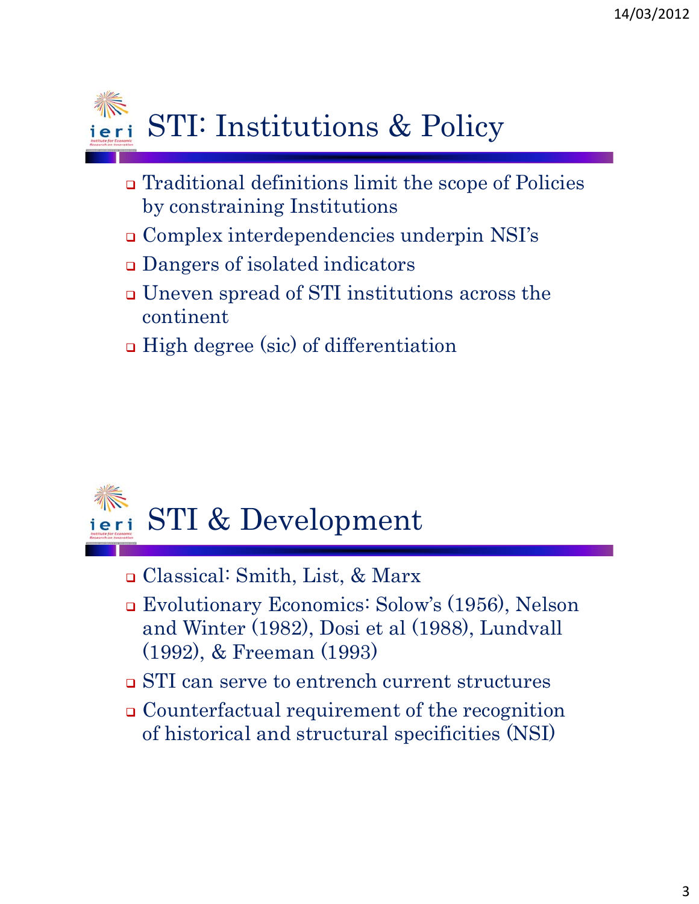# STI: Institutions & Policy

- Traditional definitions limit the scope of Policies by constraining Institutions
- Complex interdependencies underpin NSI's
- Dangers of isolated indicators
- Uneven spread of STI institutions across the continent
- High degree (sic) of differentiation

# STI & Development

- Classical: Smith, List, & Marx
- Evolutionary Economics: Solow's (1956), Nelson and Winter (1982), Dosi et al (1988), Lundvall (1992), & Freeman (1993)
- STI can serve to entrench current structures
- Counterfactual requirement of the recognition of historical and structural specificities (NSI)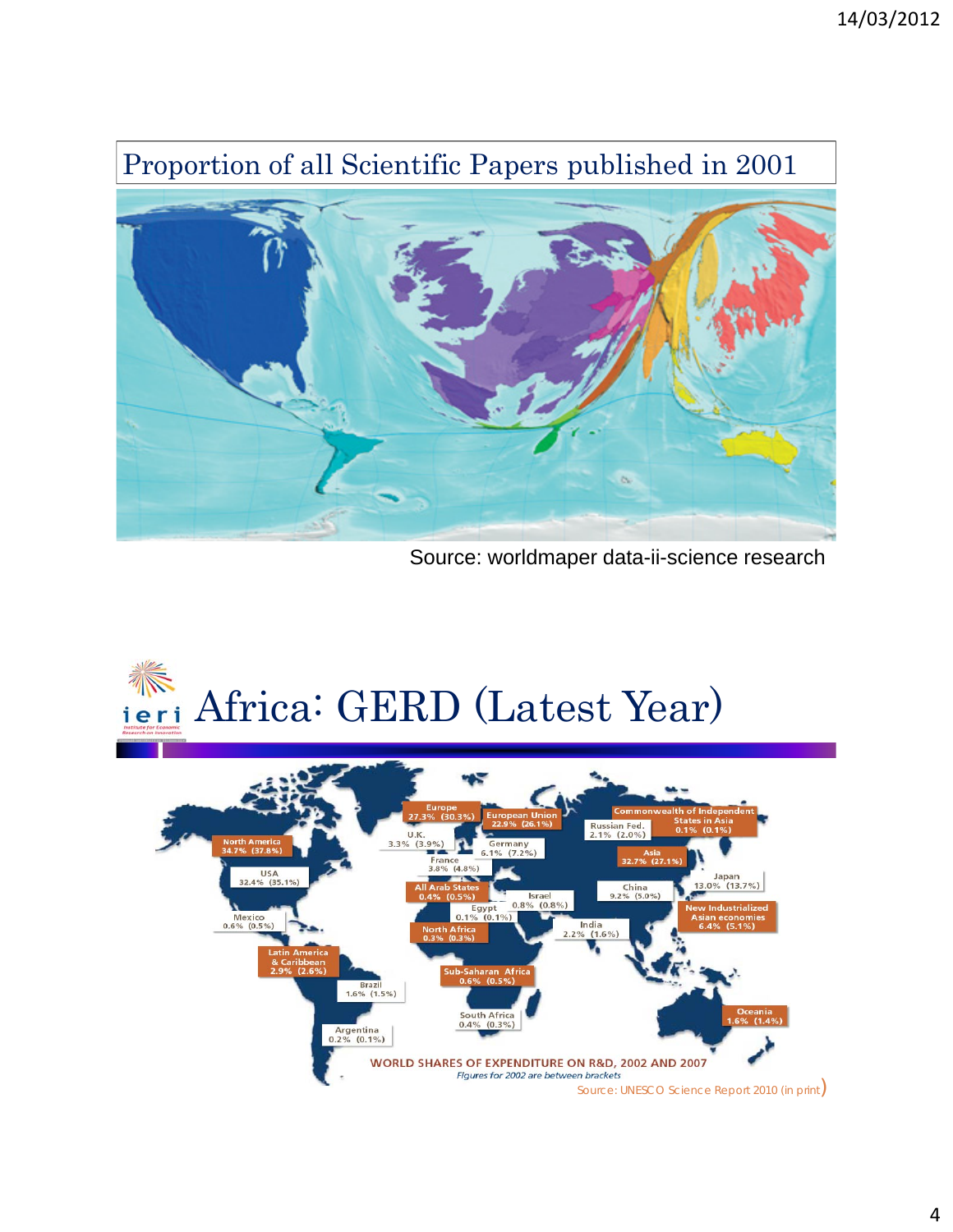## Proportion of all Scientific Papers published in 2001

Source: worldmaper data-ii-science research

# Africa: GERD (Latest Year)

| Region/Country | 2007 | 2002 |
|---|---|---|
| North America | 34.7% | (37.8%) |
| USA | 32.4% | (35.1%) |
| Mexico | 0.6% | (0.5%) |
| Latin America & Caribbean | 2.9% | (2.6%) |
| Brazil | 1.6% | (1.5%) |
| Argentina | 0.2% | (0.1%) |
| Europe | 27.3% | (30.3%) |
| European Union | 22.9% | (26.1%) |
| U.K. | 3.3% | (3.9%) |
| Germany | 6.1% | (7.2%) |
| France | 3.8% | (4.8%) |
| Russian Fed. | 2.1% | (2.0%) |
| Commonwealth of Independent States in Asia | 0.1% | (0.1%) |
| Asia | 32.7% | (27.1%) |
| Japan | 13.0% | (13.7%) |
| China | 9.2% | (5.0%) |
| New Industrialized Asian economies | 6.4% | (5.1%) |
| India | 2.2% | (1.6%) |
| All Arab States | 0.4% | (0.5%) |
| Israel | 0.8% | (0.8%) |
| Egypt | 0.1% | (0.1%) |
| North Africa | 0.3% | (0.3%) |
| Sub-Saharan Africa | 0.6% | (0.5%) |
| South Africa | 0.4% | (0.3%) |
| Oceania | 1.6% | (1.4%) |

WORLD SHARES OF EXPENDITURE ON R&D, 2002 AND 2007

*Figures for 2002 are between brackets*

Source: UNESCO Science Report 2010 (in print)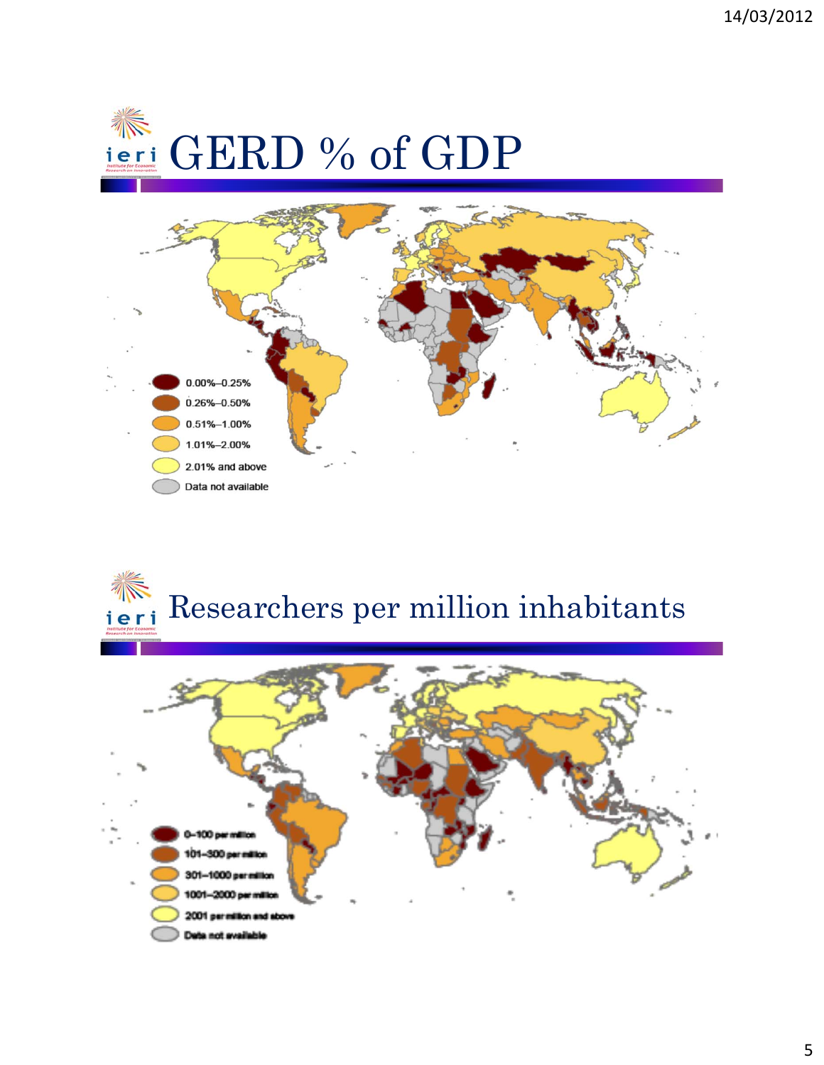# GERD % of GDP

- 0.00%–0.25%
- 0.26%–0.50%
- 0.51%–1.00%
- 1.01%–2.00%
- 2.01% and above
- Data not available

# Researchers per million inhabitants

- 0–100 per million
- 101–300 per million
- 301–1000 per million
- 1001–2000 per million
- 2001 per million and above
- Data not available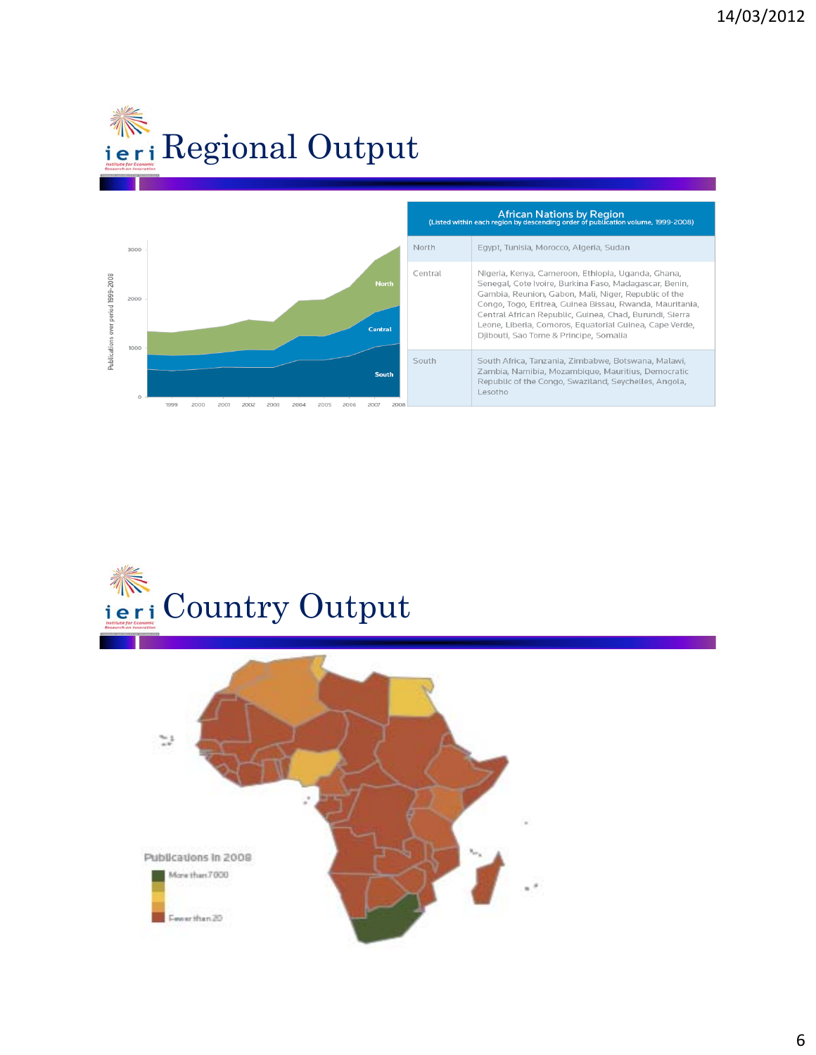# Regional Output

| African Nations by Region (Listed within each region by descending order of publication volume, 1999-2008) | |
|---|---|
| North | Egypt, Tunisia, Morocco, Algeria, Sudan |
| Central | Nigeria, Kenya, Cameroon, Ethiopia, Uganda, Ghana, Senegal, Cote Ivoire, Burkina Faso, Madagascar, Benin, Gambia, Reunion, Gabon, Mali, Niger, Republic of the Congo, Togo, Eritrea, Guinea Bissau, Rwanda, Mauritania, Central African Republic, Guinea, Chad, Burundi, Sierra Leone, Liberia, Comoros, Equatorial Guinea, Cape Verde, Djibouti, Sao Tome & Principe, Somalia |
| South | South Africa, Tanzania, Zimbabwe, Botswana, Malawi, Zambia, Namibia, Mozambique, Mauritius, Democratic Republic of the Congo, Swaziland, Seychelles, Angola, Lesotho |

# Country Output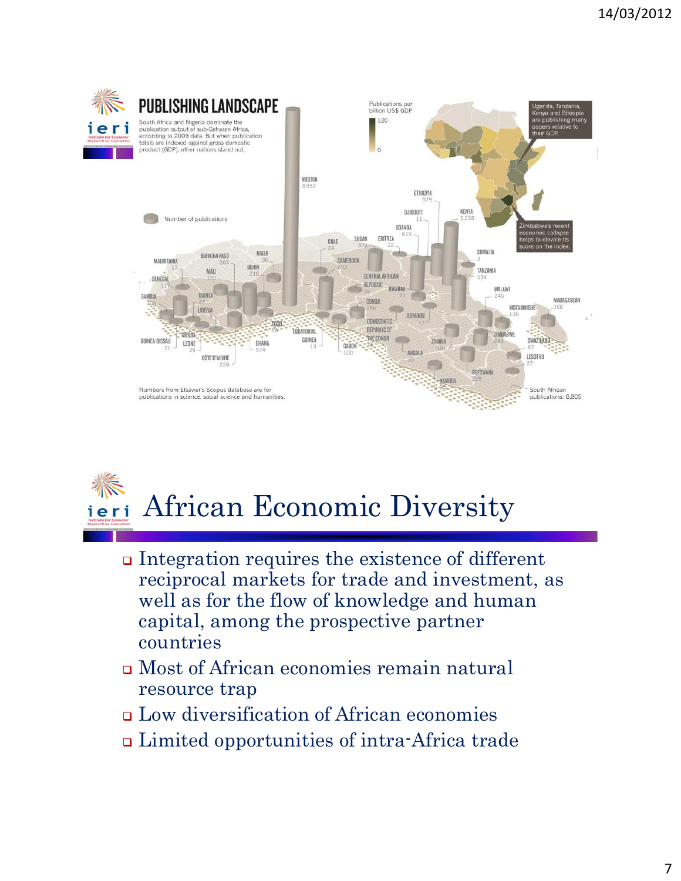## PUBLISHING LANDSCAPE

South Africa and Nigeria dominate the publication output of sub-Saharan Africa, according to 2009 data. But when publication totals are indexed against gross domestic product (GDP), other nations stand out.

Publications per billion US$ GDP

120

0

Uganda, Tanzania, Kenya and Ethiopia are publishing many papers relative to their GDP.

Zimbabwe's recent economic collapse helps to elevate its score on the index.

Number of publications

NIGERIA 3,952

ETHIOPIA 579

DJIBOUTI 11

KENYA 1,238

UGANDA 619

ERITREA 22

SUDAN 378

CHAD 24

SOMALIA 2

TANZANIA 634

CAMEROON 603

CENTRAL AFRICAN REPUBLIC 24

RWANDA 77

MALAWI 246

NIGER 90

BURKINA FASO 263

MAURITANIA 17

MALI 132

BENIN 218

SENEGAL 317

GAMBIA 110

GUINEA 22

LIBERIA 3

TOGO 58

CONGO 154

BURUNDI 12

MOZAMBIQUE 126

MADAGASCAR 160

DEMOCRATIC REPUBLIC OF THE CONGO 76

EQUATORIAL GUINEA 13

GABON 100

ZAMBIA 181

ZIMBABWE 245

SWAZILAND 67

LESOTHO 27

ANGOLA 33

BOTSWANA 225

NAMIBIA 98

GUINEA-BISSAU 21

SIERRA LEONE 29

GHANA 574

CÔTE D'IVOIRE 228

South African publications: 8,805

Numbers from Elsevier's Scopus database are for publications in science, social science and humanities.

# African Economic Diversity

- Integration requires the existence of different reciprocal markets for trade and investment, as well as for the flow of knowledge and human capital, among the prospective partner countries
- Most of African economies remain natural resource trap
- Low diversification of African economies
- Limited opportunities of intra-Africa trade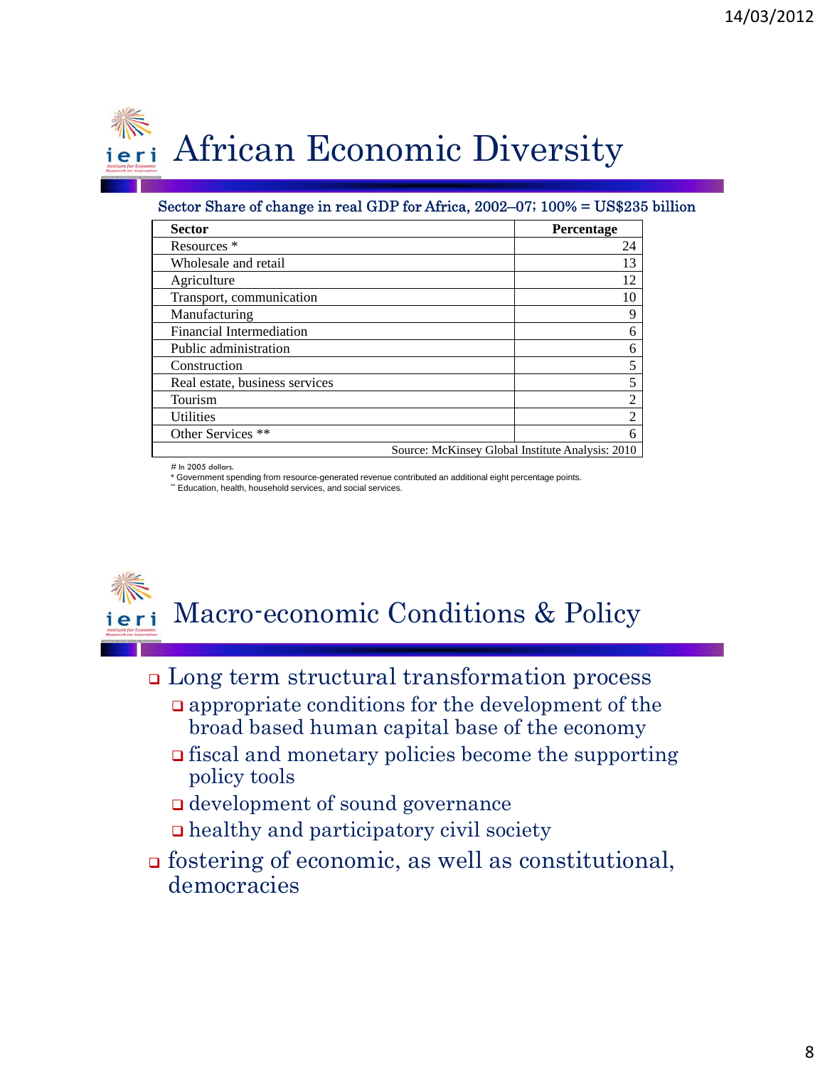# African Economic Diversity

Sector Share of change in real GDP for Africa, 2002–07; 100% = US$235 billion

| Sector | Percentage |
|---|---|
| Resources * | 24 |
| Wholesale and retail | 13 |
| Agriculture | 12 |
| Transport, communication | 10 |
| Manufacturing | 9 |
| Financial Intermediation | 6 |
| Public administration | 6 |
| Construction | 5 |
| Real estate, business services | 5 |
| Tourism | 2 |
| Utilities | 2 |
| Other Services ** | 6 |

Source: McKinsey Global Institute Analysis: 2010

# In 2005 dollars.
* Government spending from resource-generated revenue contributed an additional eight percentage points.
** Education, health, household services, and social services.

# Macro-economic Conditions & Policy

- Long term structural transformation process
  - appropriate conditions for the development of the broad based human capital base of the economy
  - fiscal and monetary policies become the supporting policy tools
  - development of sound governance
  - healthy and participatory civil society
- fostering of economic, as well as constitutional, democracies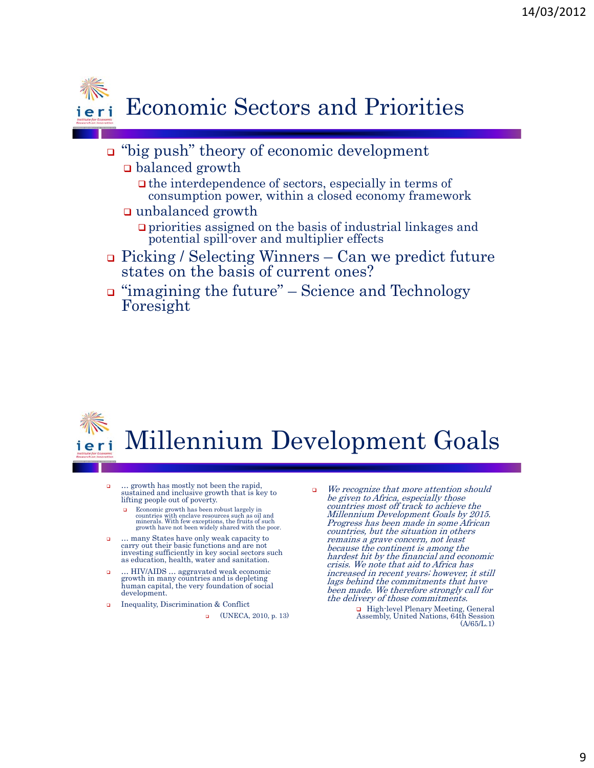# Economic Sectors and Priorities

- "big push" theory of economic development
  - balanced growth
    - the interdependence of sectors, especially in terms of consumption power, within a closed economy framework
  - unbalanced growth
    - priorities assigned on the basis of industrial linkages and potential spill-over and multiplier effects
- Picking / Selecting Winners – Can we predict future states on the basis of current ones?
- "imagining the future" – Science and Technology Foresight

# Millennium Development Goals

- … growth has mostly not been the rapid, sustained and inclusive growth that is key to lifting people out of poverty.
  - Economic growth has been robust largely in countries with enclave resources such as oil and minerals. With few exceptions, the fruits of such growth have not been widely shared with the poor.
- … many States have only weak capacity to carry out their basic functions and are not investing sufficiently in key social sectors such as education, health, water and sanitation.
- … HIV/AIDS … aggravated weak economic growth in many countries and is depleting human capital, the very foundation of social development.
- Inequality, Discrimination & Conflict
  - (UNECA, 2010, p. 13)

- *We recognize that more attention should be given to Africa, especially those countries most off track to achieve the Millennium Development Goals by 2015. Progress has been made in some African countries, but the situation in others remains a grave concern, not least because the continent is among the hardest hit by the financial and economic crisis. We note that aid to Africa has increased in recent years; however, it still lags behind the commitments that have been made. We therefore strongly call for the delivery of those commitments.*
  - High-level Plenary Meeting, General Assembly, United Nations, 64th Session (A/65/L.1)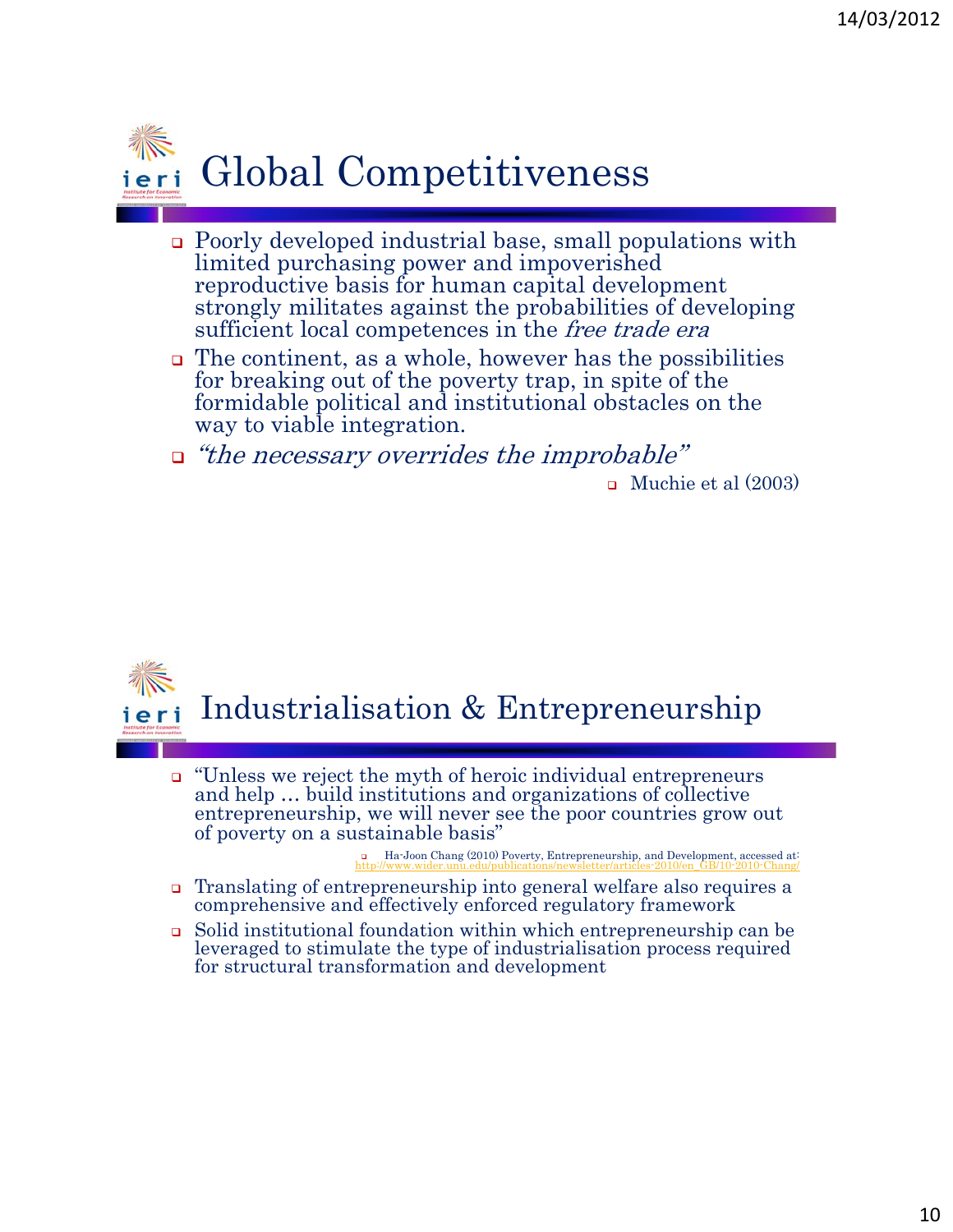## Global Competitiveness

- Poorly developed industrial base, small populations with limited purchasing power and impoverished reproductive basis for human capital development strongly militates against the probabilities of developing sufficient local competences in the *free trade era*
- The continent, as a whole, however has the possibilities for breaking out of the poverty trap, in spite of the formidable political and institutional obstacles on the way to viable integration.
- *"the necessary overrides the improbable"*
  - Muchie et al (2003)

## Industrialisation & Entrepreneurship

- "Unless we reject the myth of heroic individual entrepreneurs and help … build institutions and organizations of collective entrepreneurship, we will never see the poor countries grow out of poverty on a sustainable basis"
  - Ha-Joon Chang (2010) Poverty, Entrepreneurship, and Development, accessed at: http://www.wider.unu.edu/publications/newsletter/articles-2010/en_GB/10-2010-Chang/
- Translating of entrepreneurship into general welfare also requires a comprehensive and effectively enforced regulatory framework
- Solid institutional foundation within which entrepreneurship can be leveraged to stimulate the type of industrialisation process required for structural transformation and development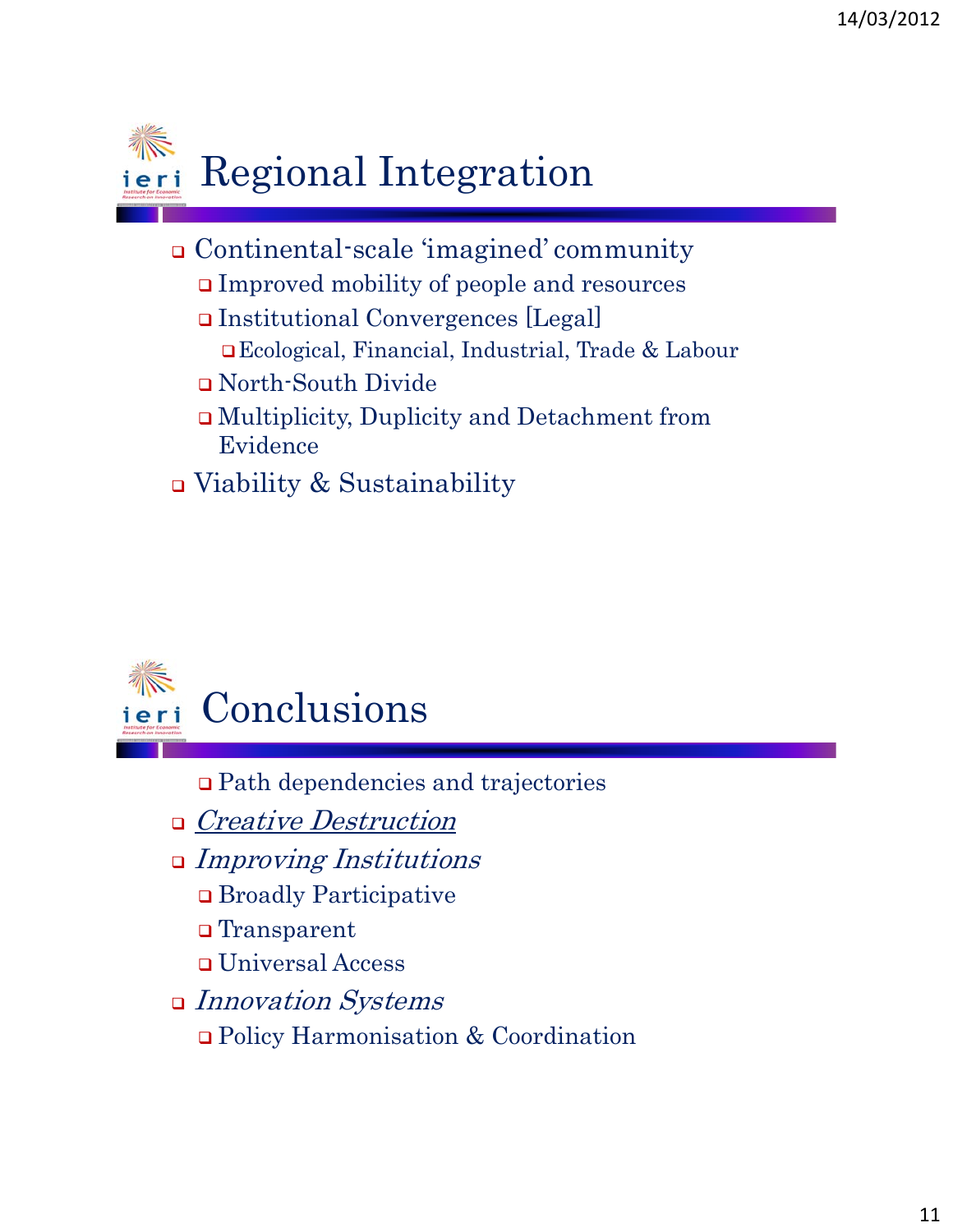## Regional Integration

- Continental-scale 'imagined' community
  - Improved mobility of people and resources
  - Institutional Convergences [Legal]
    - Ecological, Financial, Industrial, Trade & Labour
  - North-South Divide
  - Multiplicity, Duplicity and Detachment from Evidence
- Viability & Sustainability

## Conclusions

  - Path dependencies and trajectories
- *Creative Destruction*
- *Improving Institutions*
  - Broadly Participative
  - Transparent
  - Universal Access
- *Innovation Systems*
  - Policy Harmonisation & Coordination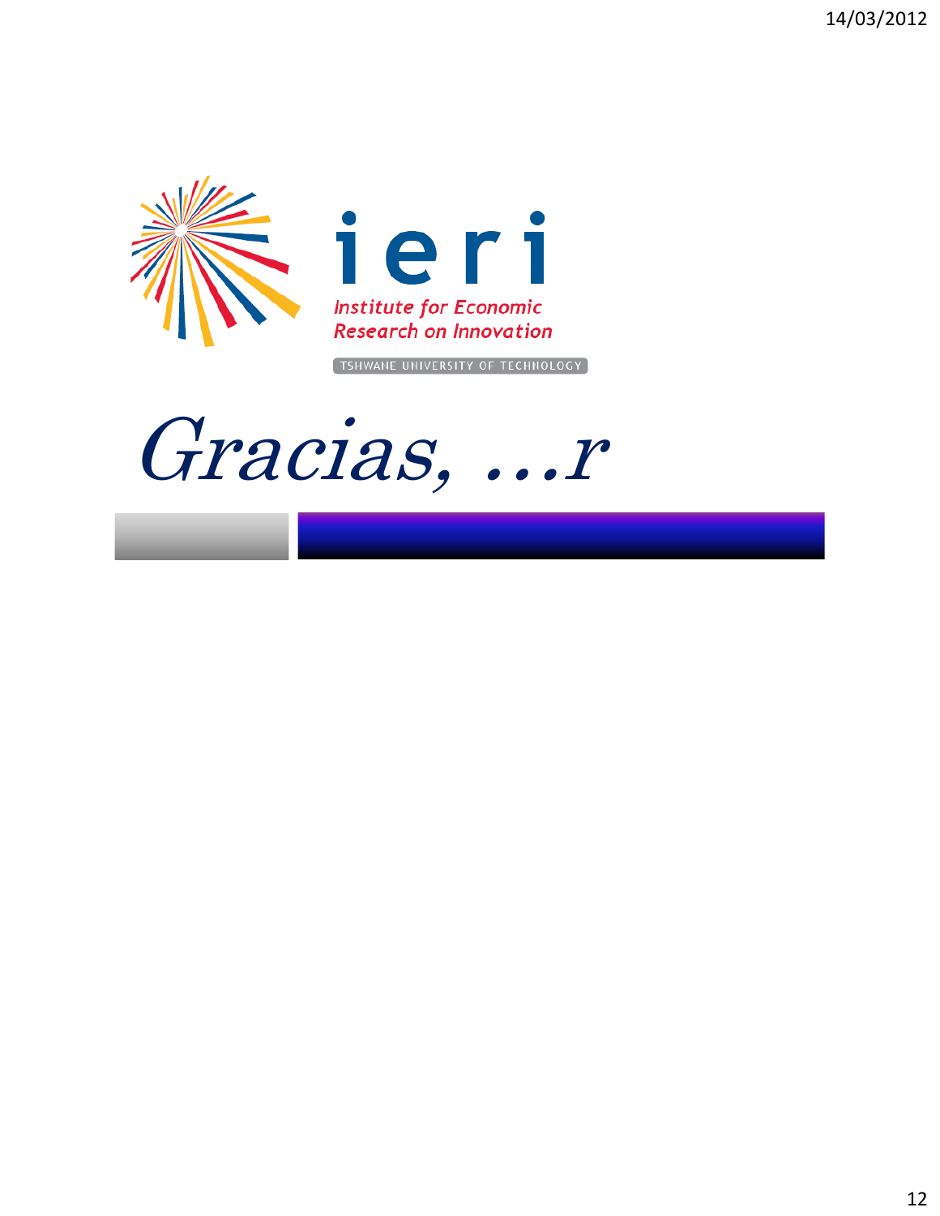ieri

Institute for Economic Research on Innovation

TSHWANE UNIVERSITY OF TECHNOLOGY

*Gracias, ...r*